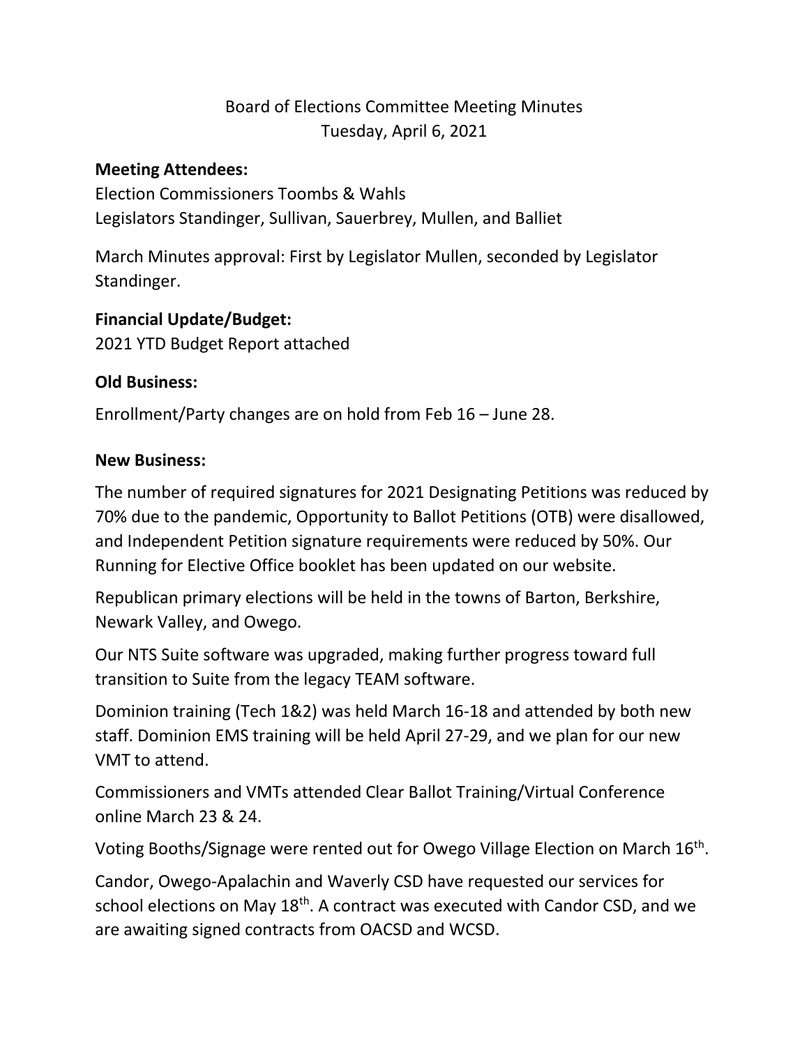Board of Elections Committee Meeting Minutes
Tuesday, April 6, 2021

**Meeting Attendees:**

Election Commissioners Toombs & Wahls
Legislators Standinger, Sullivan, Sauerbrey, Mullen, and Balliet

March Minutes approval: First by Legislator Mullen, seconded by Legislator Standinger.

**Financial Update/Budget:**

2021 YTD Budget Report attached

**Old Business:**

Enrollment/Party changes are on hold from Feb 16 – June 28.

**New Business:**

The number of required signatures for 2021 Designating Petitions was reduced by 70% due to the pandemic, Opportunity to Ballot Petitions (OTB) were disallowed, and Independent Petition signature requirements were reduced by 50%. Our Running for Elective Office booklet has been updated on our website.

Republican primary elections will be held in the towns of Barton, Berkshire, Newark Valley, and Owego.

Our NTS Suite software was upgraded, making further progress toward full transition to Suite from the legacy TEAM software.

Dominion training (Tech 1&2) was held March 16-18 and attended by both new staff. Dominion EMS training will be held April 27-29, and we plan for our new VMT to attend.

Commissioners and VMTs attended Clear Ballot Training/Virtual Conference online March 23 & 24.

Voting Booths/Signage were rented out for Owego Village Election on March 16th.

Candor, Owego-Apalachin and Waverly CSD have requested our services for school elections on May 18th. A contract was executed with Candor CSD, and we are awaiting signed contracts from OACSD and WCSD.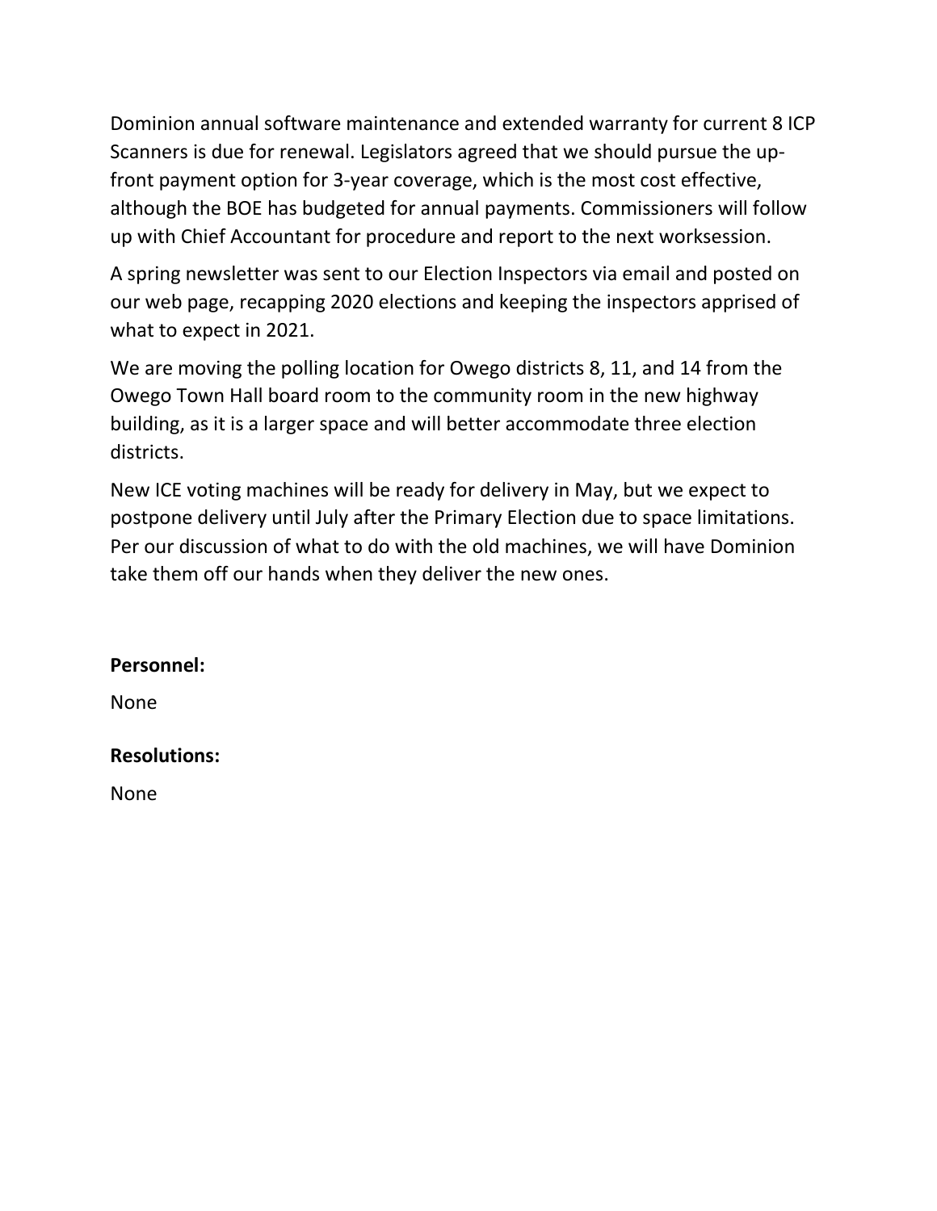Dominion annual software maintenance and extended warranty for current 8 ICP Scanners is due for renewal. Legislators agreed that we should pursue the up-front payment option for 3-year coverage, which is the most cost effective, although the BOE has budgeted for annual payments. Commissioners will follow up with Chief Accountant for procedure and report to the next worksession.

A spring newsletter was sent to our Election Inspectors via email and posted on our web page, recapping 2020 elections and keeping the inspectors apprised of what to expect in 2021.

We are moving the polling location for Owego districts 8, 11, and 14 from the Owego Town Hall board room to the community room in the new highway building, as it is a larger space and will better accommodate three election districts.

New ICE voting machines will be ready for delivery in May, but we expect to postpone delivery until July after the Primary Election due to space limitations. Per our discussion of what to do with the old machines, we will have Dominion take them off our hands when they deliver the new ones.

**Personnel:**

None

**Resolutions:**

None